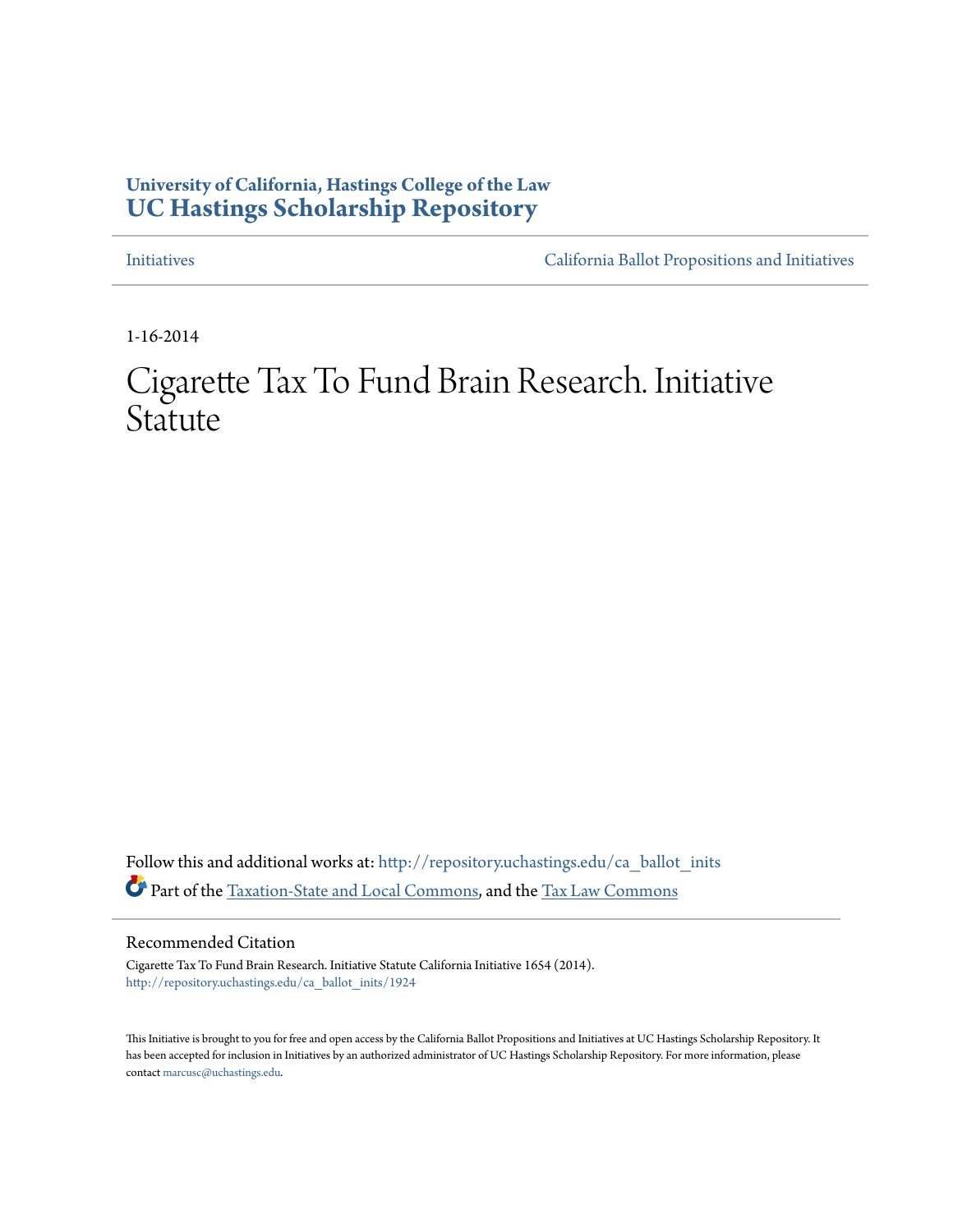**University of California, Hastings College of the Law**
**UC Hastings Scholarship Repository**

Initiatives | California Ballot Propositions and Initiatives

1-16-2014

# Cigarette Tax To Fund Brain Research. Initiative Statute

Follow this and additional works at: http://repository.uchastings.edu/ca_ballot_inits

Part of the Taxation-State and Local Commons, and the Tax Law Commons

## Recommended Citation

Cigarette Tax To Fund Brain Research. Initiative Statute California Initiative 1654 (2014).
http://repository.uchastings.edu/ca_ballot_inits/1924

This Initiative is brought to you for free and open access by the California Ballot Propositions and Initiatives at UC Hastings Scholarship Repository. It has been accepted for inclusion in Initiatives by an authorized administrator of UC Hastings Scholarship Repository. For more information, please contact marcusc@uchastings.edu.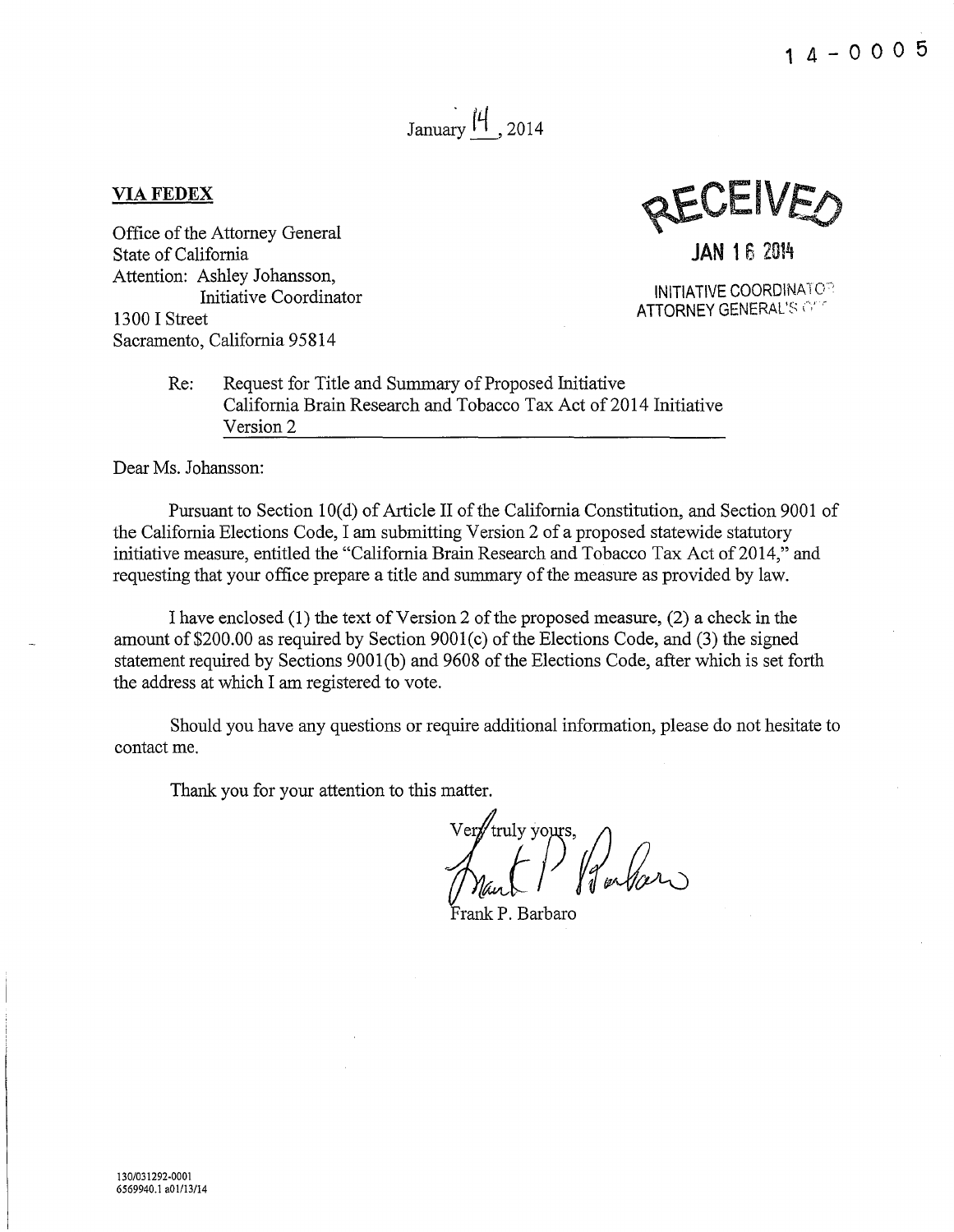14-0005

January 14, 2014

**VIA FEDEX**

Office of the Attorney General
State of California
Attention: Ashley Johansson,
Initiative Coordinator
1300 I Street
Sacramento, California 95814

RECEIVED
JAN 16 2014
INITIATIVE COORDINATOR
ATTORNEY GENERAL'S OFFICE

Re: Request for Title and Summary of Proposed Initiative
California Brain Research and Tobacco Tax Act of 2014 Initiative
Version 2

Dear Ms. Johansson:

Pursuant to Section 10(d) of Article II of the California Constitution, and Section 9001 of the California Elections Code, I am submitting Version 2 of a proposed statewide statutory initiative measure, entitled the "California Brain Research and Tobacco Tax Act of 2014," and requesting that your office prepare a title and summary of the measure as provided by law.

I have enclosed (1) the text of Version 2 of the proposed measure, (2) a check in the amount of $200.00 as required by Section 9001(c) of the Elections Code, and (3) the signed statement required by Sections 9001(b) and 9608 of the Elections Code, after which is set forth the address at which I am registered to vote.

Should you have any questions or require additional information, please do not hesitate to contact me.

Thank you for your attention to this matter.

Very truly yours,

Frank P. Barbaro

130/031292-0001
6569940.1 a01/13/14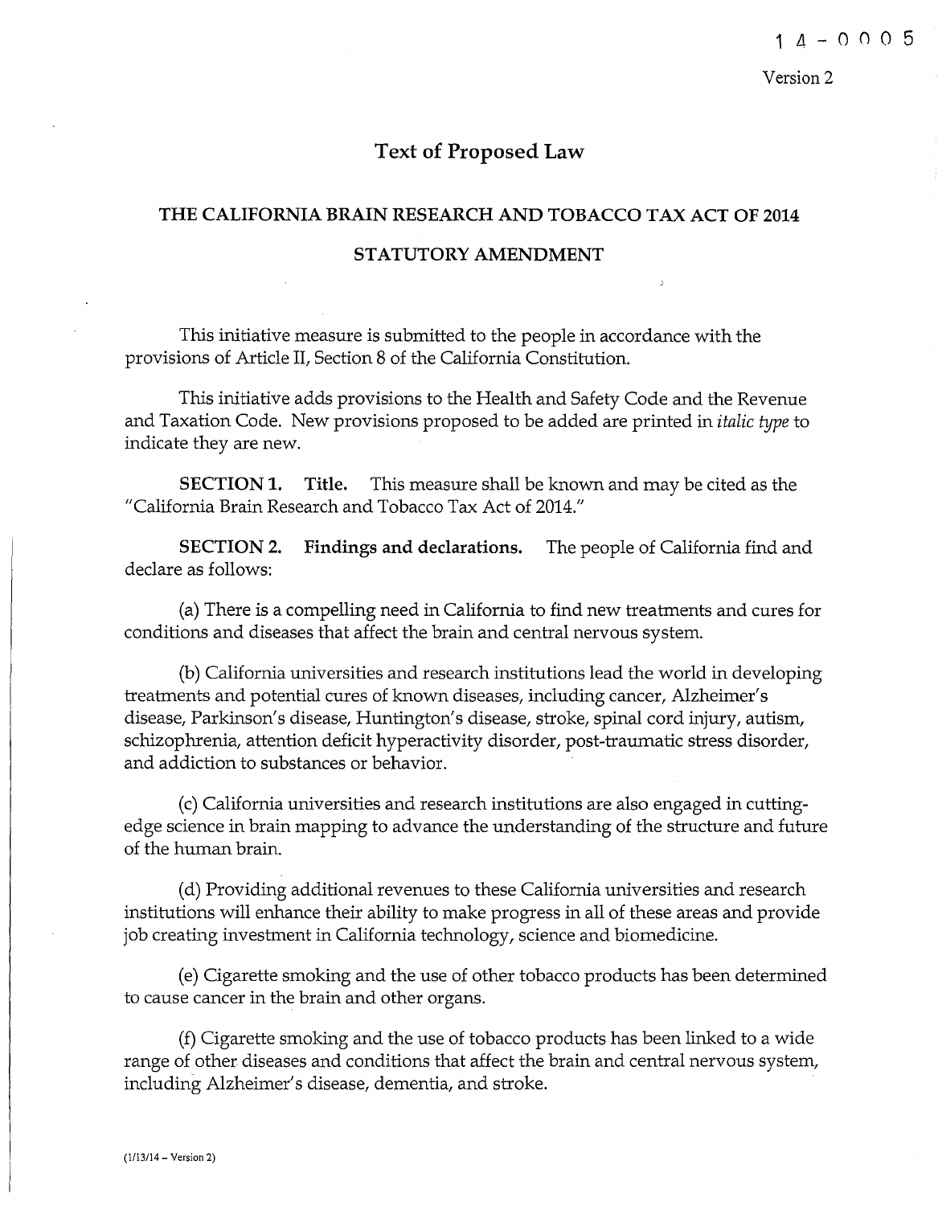14-0005

Version 2

# Text of Proposed Law

## THE CALIFORNIA BRAIN RESEARCH AND TOBACCO TAX ACT OF 2014

## STATUTORY AMENDMENT

This initiative measure is submitted to the people in accordance with the provisions of Article II, Section 8 of the California Constitution.

This initiative adds provisions to the Health and Safety Code and the Revenue and Taxation Code. New provisions proposed to be added are printed in *italic type* to indicate they are new.

**SECTION 1. Title.** This measure shall be known and may be cited as the "California Brain Research and Tobacco Tax Act of 2014."

**SECTION 2. Findings and declarations.** The people of California find and declare as follows:

(a) There is a compelling need in California to find new treatments and cures for conditions and diseases that affect the brain and central nervous system.

(b) California universities and research institutions lead the world in developing treatments and potential cures of known diseases, including cancer, Alzheimer's disease, Parkinson's disease, Huntington's disease, stroke, spinal cord injury, autism, schizophrenia, attention deficit hyperactivity disorder, post-traumatic stress disorder, and addiction to substances or behavior.

(c) California universities and research institutions are also engaged in cutting-edge science in brain mapping to advance the understanding of the structure and future of the human brain.

(d) Providing additional revenues to these California universities and research institutions will enhance their ability to make progress in all of these areas and provide job creating investment in California technology, science and biomedicine.

(e) Cigarette smoking and the use of other tobacco products has been determined to cause cancer in the brain and other organs.

(f) Cigarette smoking and the use of tobacco products has been linked to a wide range of other diseases and conditions that affect the brain and central nervous system, including Alzheimer's disease, dementia, and stroke.

(1/13/14 – Version 2)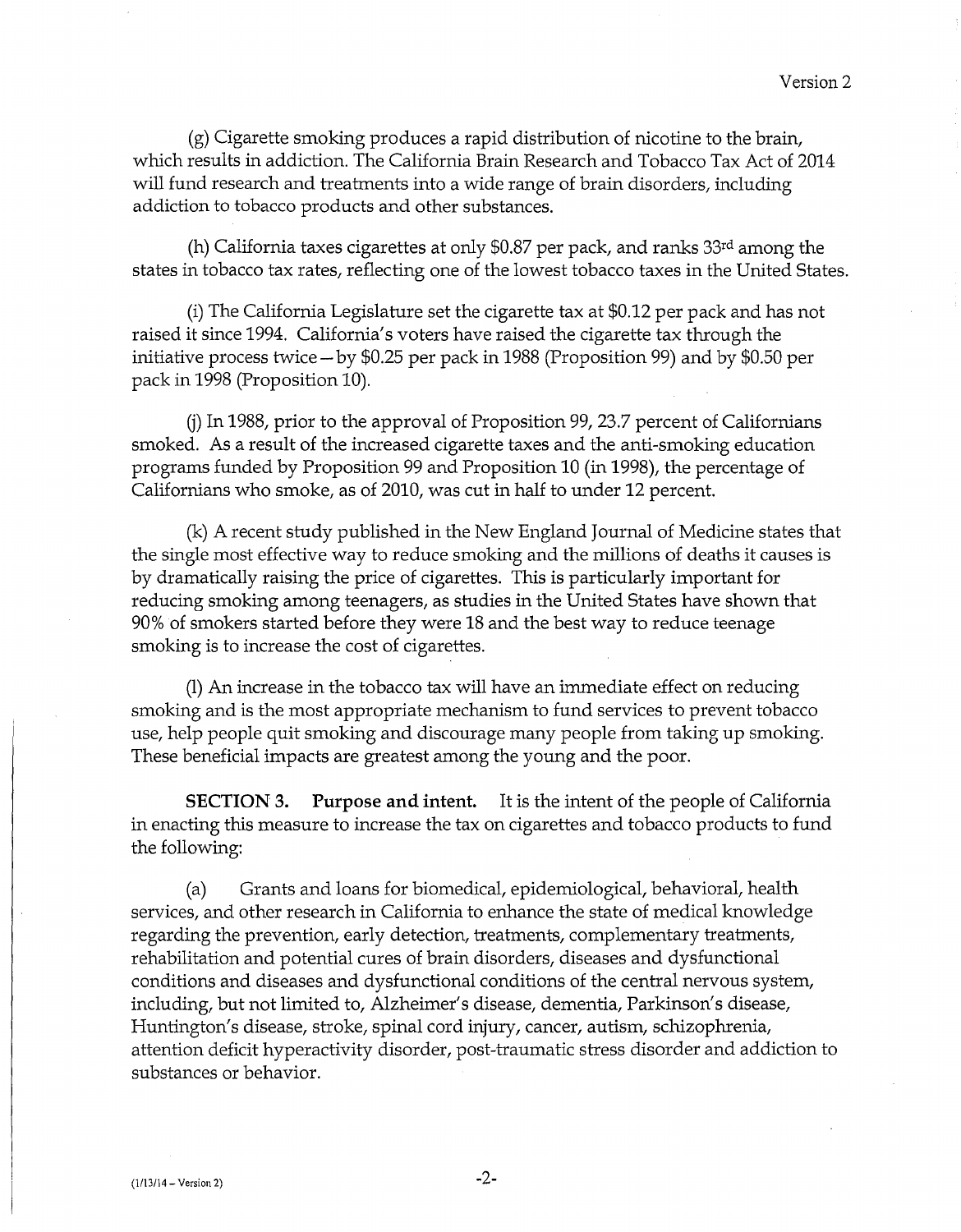(g) Cigarette smoking produces a rapid distribution of nicotine to the brain, which results in addiction. The California Brain Research and Tobacco Tax Act of 2014 will fund research and treatments into a wide range of brain disorders, including addiction to tobacco products and other substances.

(h) California taxes cigarettes at only $0.87 per pack, and ranks 33rd among the states in tobacco tax rates, reflecting one of the lowest tobacco taxes in the United States.

(i) The California Legislature set the cigarette tax at $0.12 per pack and has not raised it since 1994. California's voters have raised the cigarette tax through the initiative process twice—by $0.25 per pack in 1988 (Proposition 99) and by $0.50 per pack in 1998 (Proposition 10).

(j) In 1988, prior to the approval of Proposition 99, 23.7 percent of Californians smoked. As a result of the increased cigarette taxes and the anti-smoking education programs funded by Proposition 99 and Proposition 10 (in 1998), the percentage of Californians who smoke, as of 2010, was cut in half to under 12 percent.

(k) A recent study published in the New England Journal of Medicine states that the single most effective way to reduce smoking and the millions of deaths it causes is by dramatically raising the price of cigarettes. This is particularly important for reducing smoking among teenagers, as studies in the United States have shown that 90% of smokers started before they were 18 and the best way to reduce teenage smoking is to increase the cost of cigarettes.

(l) An increase in the tobacco tax will have an immediate effect on reducing smoking and is the most appropriate mechanism to fund services to prevent tobacco use, help people quit smoking and discourage many people from taking up smoking. These beneficial impacts are greatest among the young and the poor.

**SECTION 3. Purpose and intent.** It is the intent of the people of California in enacting this measure to increase the tax on cigarettes and tobacco products to fund the following:

(a) Grants and loans for biomedical, epidemiological, behavioral, health services, and other research in California to enhance the state of medical knowledge regarding the prevention, early detection, treatments, complementary treatments, rehabilitation and potential cures of brain disorders, diseases and dysfunctional conditions and diseases and dysfunctional conditions of the central nervous system, including, but not limited to, Alzheimer's disease, dementia, Parkinson's disease, Huntington's disease, stroke, spinal cord injury, cancer, autism, schizophrenia, attention deficit hyperactivity disorder, post-traumatic stress disorder and addiction to substances or behavior.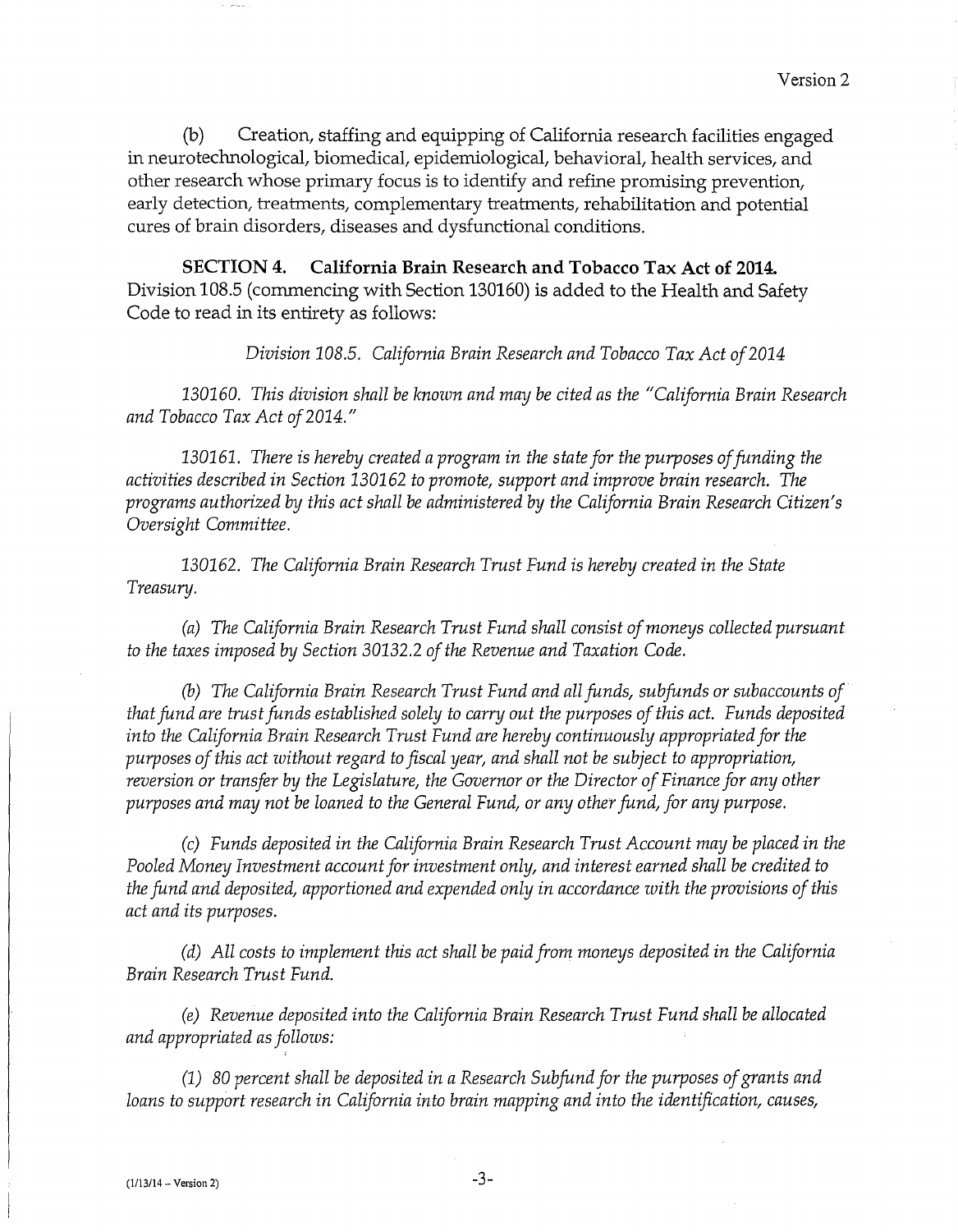(b) Creation, staffing and equipping of California research facilities engaged in neurotechnological, biomedical, epidemiological, behavioral, health services, and other research whose primary focus is to identify and refine promising prevention, early detection, treatments, complementary treatments, rehabilitation and potential cures of brain disorders, diseases and dysfunctional conditions.

**SECTION 4. California Brain Research and Tobacco Tax Act of 2014.** Division 108.5 (commencing with Section 130160) is added to the Health and Safety Code to read in its entirety as follows:

*Division 108.5. California Brain Research and Tobacco Tax Act of 2014*

*130160. This division shall be known and may be cited as the "California Brain Research and Tobacco Tax Act of 2014."*

*130161. There is hereby created a program in the state for the purposes of funding the activities described in Section 130162 to promote, support and improve brain research. The programs authorized by this act shall be administered by the California Brain Research Citizen's Oversight Committee.*

*130162. The California Brain Research Trust Fund is hereby created in the State Treasury.*

*(a) The California Brain Research Trust Fund shall consist of moneys collected pursuant to the taxes imposed by Section 30132.2 of the Revenue and Taxation Code.*

*(b) The California Brain Research Trust Fund and all funds, subfunds or subaccounts of that fund are trust funds established solely to carry out the purposes of this act. Funds deposited into the California Brain Research Trust Fund are hereby continuously appropriated for the purposes of this act without regard to fiscal year, and shall not be subject to appropriation, reversion or transfer by the Legislature, the Governor or the Director of Finance for any other purposes and may not be loaned to the General Fund, or any other fund, for any purpose.*

*(c) Funds deposited in the California Brain Research Trust Account may be placed in the Pooled Money Investment account for investment only, and interest earned shall be credited to the fund and deposited, apportioned and expended only in accordance with the provisions of this act and its purposes.*

*(d) All costs to implement this act shall be paid from moneys deposited in the California Brain Research Trust Fund.*

*(e) Revenue deposited into the California Brain Research Trust Fund shall be allocated and appropriated as follows:*

*(1) 80 percent shall be deposited in a Research Subfund for the purposes of grants and loans to support research in California into brain mapping and into the identification, causes,*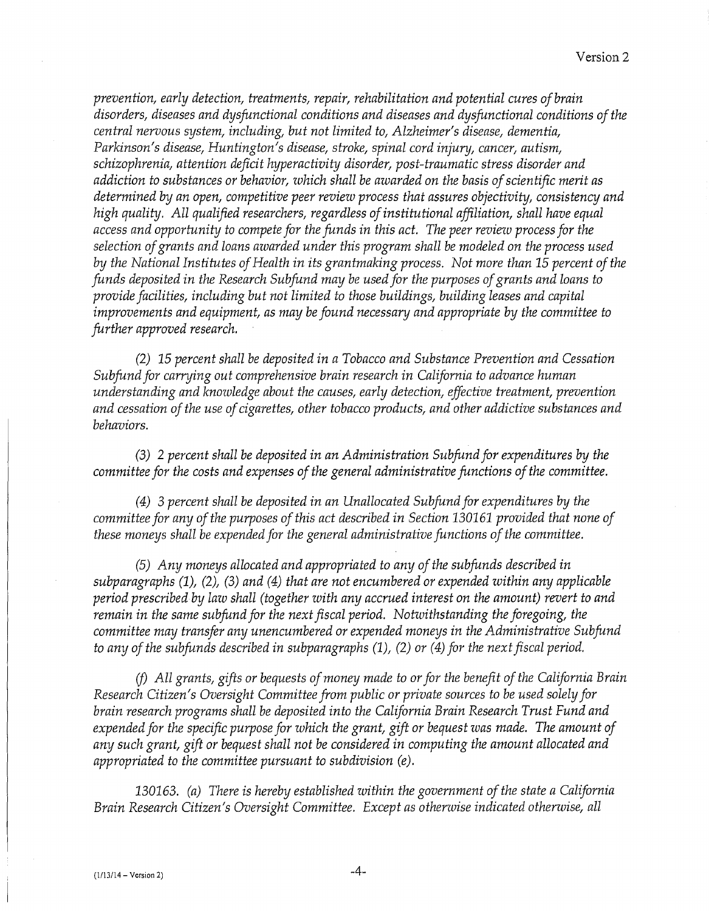*prevention, early detection, treatments, repair, rehabilitation and potential cures of brain disorders, diseases and dysfunctional conditions and diseases and dysfunctional conditions of the central nervous system, including, but not limited to, Alzheimer's disease, dementia, Parkinson's disease, Huntington's disease, stroke, spinal cord injury, cancer, autism, schizophrenia, attention deficit hyperactivity disorder, post-traumatic stress disorder and addiction to substances or behavior, which shall be awarded on the basis of scientific merit as determined by an open, competitive peer review process that assures objectivity, consistency and high quality. All qualified researchers, regardless of institutional affiliation, shall have equal access and opportunity to compete for the funds in this act. The peer review process for the selection of grants and loans awarded under this program shall be modeled on the process used by the National Institutes of Health in its grantmaking process. Not more than 15 percent of the funds deposited in the Research Subfund may be used for the purposes of grants and loans to provide facilities, including but not limited to those buildings, building leases and capital improvements and equipment, as may be found necessary and appropriate by the committee to further approved research.*

*(2) 15 percent shall be deposited in a Tobacco and Substance Prevention and Cessation Subfund for carrying out comprehensive brain research in California to advance human understanding and knowledge about the causes, early detection, effective treatment, prevention and cessation of the use of cigarettes, other tobacco products, and other addictive substances and behaviors.*

*(3) 2 percent shall be deposited in an Administration Subfund for expenditures by the committee for the costs and expenses of the general administrative functions of the committee.*

*(4) 3 percent shall be deposited in an Unallocated Subfund for expenditures by the committee for any of the purposes of this act described in Section 130161 provided that none of these moneys shall be expended for the general administrative functions of the committee.*

*(5) Any moneys allocated and appropriated to any of the subfunds described in subparagraphs (1), (2), (3) and (4) that are not encumbered or expended within any applicable period prescribed by law shall (together with any accrued interest on the amount) revert to and remain in the same subfund for the next fiscal period. Notwithstanding the foregoing, the committee may transfer any unencumbered or expended moneys in the Administrative Subfund to any of the subfunds described in subparagraphs (1), (2) or (4) for the next fiscal period.*

*(f) All grants, gifts or bequests of money made to or for the benefit of the California Brain Research Citizen's Oversight Committee from public or private sources to be used solely for brain research programs shall be deposited into the California Brain Research Trust Fund and expended for the specific purpose for which the grant, gift or bequest was made. The amount of any such grant, gift or bequest shall not be considered in computing the amount allocated and appropriated to the committee pursuant to subdivision (e).*

*130163. (a) There is hereby established within the government of the state a California Brain Research Citizen's Oversight Committee. Except as otherwise indicated otherwise, all*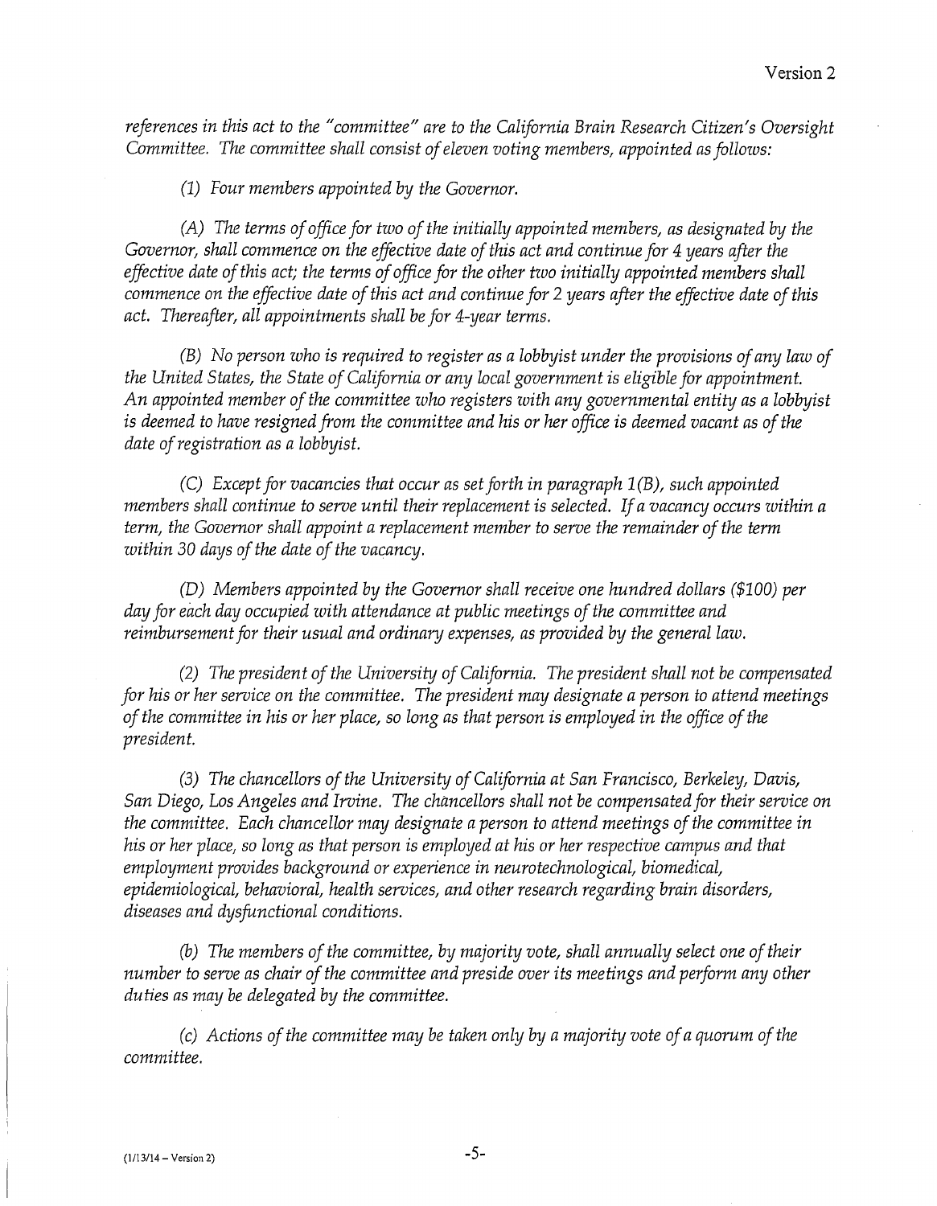*references in this act to the "committee" are to the California Brain Research Citizen's Oversight Committee. The committee shall consist of eleven voting members, appointed as follows:*

*(1) Four members appointed by the Governor.*

*(A) The terms of office for two of the initially appointed members, as designated by the Governor, shall commence on the effective date of this act and continue for 4 years after the effective date of this act; the terms of office for the other two initially appointed members shall commence on the effective date of this act and continue for 2 years after the effective date of this act. Thereafter, all appointments shall be for 4-year terms.*

*(B) No person who is required to register as a lobbyist under the provisions of any law of the United States, the State of California or any local government is eligible for appointment. An appointed member of the committee who registers with any governmental entity as a lobbyist is deemed to have resigned from the committee and his or her office is deemed vacant as of the date of registration as a lobbyist.*

*(C) Except for vacancies that occur as set forth in paragraph 1(B), such appointed members shall continue to serve until their replacement is selected. If a vacancy occurs within a term, the Governor shall appoint a replacement member to serve the remainder of the term within 30 days of the date of the vacancy.*

*(D) Members appointed by the Governor shall receive one hundred dollars ($100) per day for each day occupied with attendance at public meetings of the committee and reimbursement for their usual and ordinary expenses, as provided by the general law.*

*(2) The president of the University of California. The president shall not be compensated for his or her service on the committee. The president may designate a person to attend meetings of the committee in his or her place, so long as that person is employed in the office of the president.*

*(3) The chancellors of the University of California at San Francisco, Berkeley, Davis, San Diego, Los Angeles and Irvine. The chancellors shall not be compensated for their service on the committee. Each chancellor may designate a person to attend meetings of the committee in his or her place, so long as that person is employed at his or her respective campus and that employment provides background or experience in neurotechnological, biomedical, epidemiological, behavioral, health services, and other research regarding brain disorders, diseases and dysfunctional conditions.*

*(b) The members of the committee, by majority vote, shall annually select one of their number to serve as chair of the committee and preside over its meetings and perform any other duties as may be delegated by the committee.*

*(c) Actions of the committee may be taken only by a majority vote of a quorum of the committee.*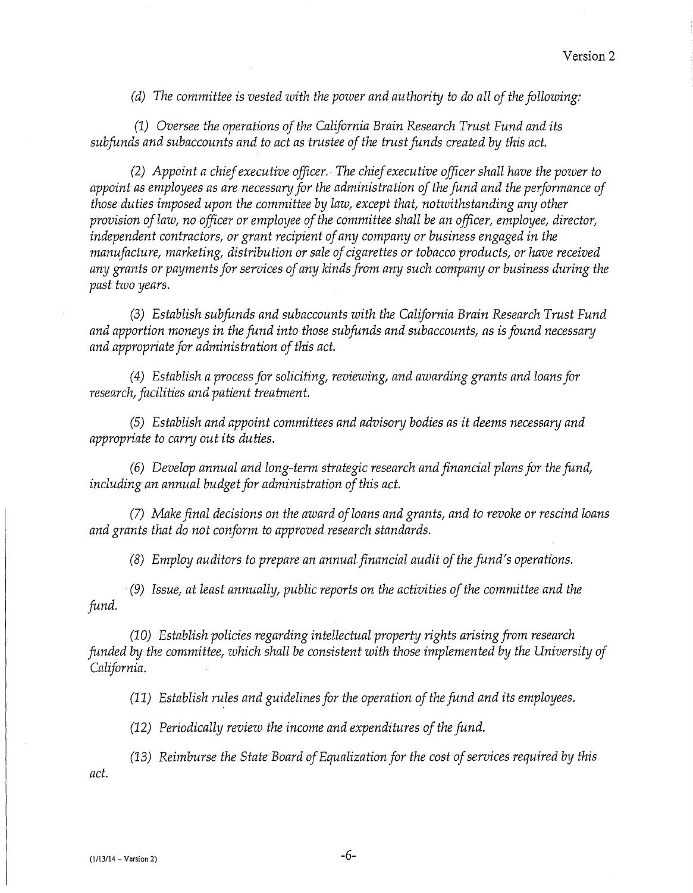*(d) The committee is vested with the power and authority to do all of the following:*

*(1) Oversee the operations of the California Brain Research Trust Fund and its subfunds and subaccounts and to act as trustee of the trust funds created by this act.*

*(2) Appoint a chief executive officer. The chief executive officer shall have the power to appoint as employees as are necessary for the administration of the fund and the performance of those duties imposed upon the committee by law, except that, notwithstanding any other provision of law, no officer or employee of the committee shall be an officer, employee, director, independent contractors, or grant recipient of any company or business engaged in the manufacture, marketing, distribution or sale of cigarettes or tobacco products, or have received any grants or payments for services of any kinds from any such company or business during the past two years.*

*(3) Establish subfunds and subaccounts with the California Brain Research Trust Fund and apportion moneys in the fund into those subfunds and subaccounts, as is found necessary and appropriate for administration of this act.*

*(4) Establish a process for soliciting, reviewing, and awarding grants and loans for research, facilities and patient treatment.*

*(5) Establish and appoint committees and advisory bodies as it deems necessary and appropriate to carry out its duties.*

*(6) Develop annual and long-term strategic research and financial plans for the fund, including an annual budget for administration of this act.*

*(7) Make final decisions on the award of loans and grants, and to revoke or rescind loans and grants that do not conform to approved research standards.*

*(8) Employ auditors to prepare an annual financial audit of the fund's operations.*

*(9) Issue, at least annually, public reports on the activities of the committee and the fund.*

*(10) Establish policies regarding intellectual property rights arising from research funded by the committee, which shall be consistent with those implemented by the University of California.*

*(11) Establish rules and guidelines for the operation of the fund and its employees.*

*(12) Periodically review the income and expenditures of the fund.*

*(13) Reimburse the State Board of Equalization for the cost of services required by this act.*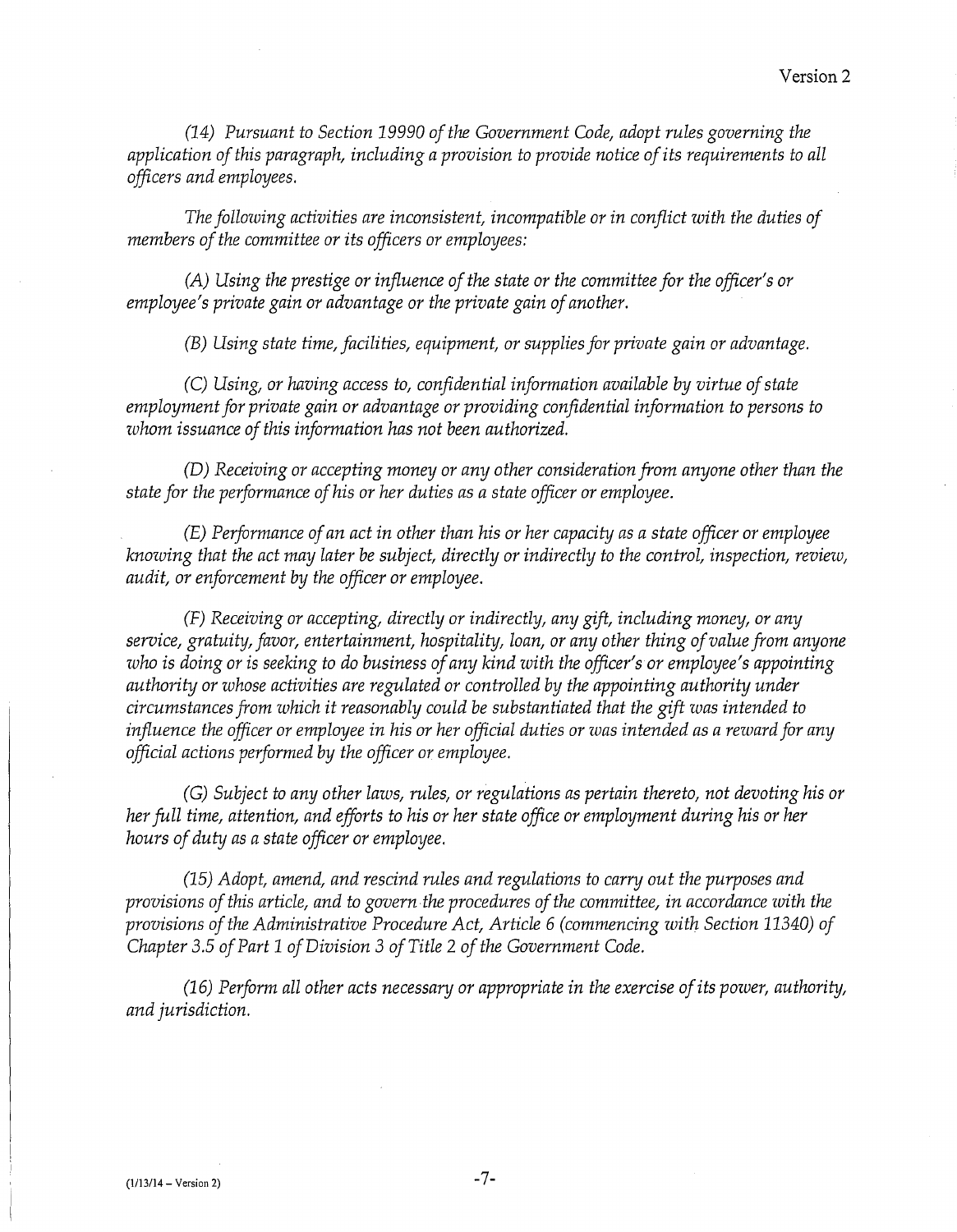*(14) Pursuant to Section 19990 of the Government Code, adopt rules governing the application of this paragraph, including a provision to provide notice of its requirements to all officers and employees.*

*The following activities are inconsistent, incompatible or in conflict with the duties of members of the committee or its officers or employees:*

*(A) Using the prestige or influence of the state or the committee for the officer's or employee's private gain or advantage or the private gain of another.*

*(B) Using state time, facilities, equipment, or supplies for private gain or advantage.*

*(C) Using, or having access to, confidential information available by virtue of state employment for private gain or advantage or providing confidential information to persons to whom issuance of this information has not been authorized.*

*(D) Receiving or accepting money or any other consideration from anyone other than the state for the performance of his or her duties as a state officer or employee.*

*(E) Performance of an act in other than his or her capacity as a state officer or employee knowing that the act may later be subject, directly or indirectly to the control, inspection, review, audit, or enforcement by the officer or employee.*

*(F) Receiving or accepting, directly or indirectly, any gift, including money, or any service, gratuity, favor, entertainment, hospitality, loan, or any other thing of value from anyone who is doing or is seeking to do business of any kind with the officer's or employee's appointing authority or whose activities are regulated or controlled by the appointing authority under circumstances from which it reasonably could be substantiated that the gift was intended to influence the officer or employee in his or her official duties or was intended as a reward for any official actions performed by the officer or employee.*

*(G) Subject to any other laws, rules, or regulations as pertain thereto, not devoting his or her full time, attention, and efforts to his or her state office or employment during his or her hours of duty as a state officer or employee.*

*(15) Adopt, amend, and rescind rules and regulations to carry out the purposes and provisions of this article, and to govern the procedures of the committee, in accordance with the provisions of the Administrative Procedure Act, Article 6 (commencing with Section 11340) of Chapter 3.5 of Part 1 of Division 3 of Title 2 of the Government Code.*

*(16) Perform all other acts necessary or appropriate in the exercise of its power, authority, and jurisdiction.*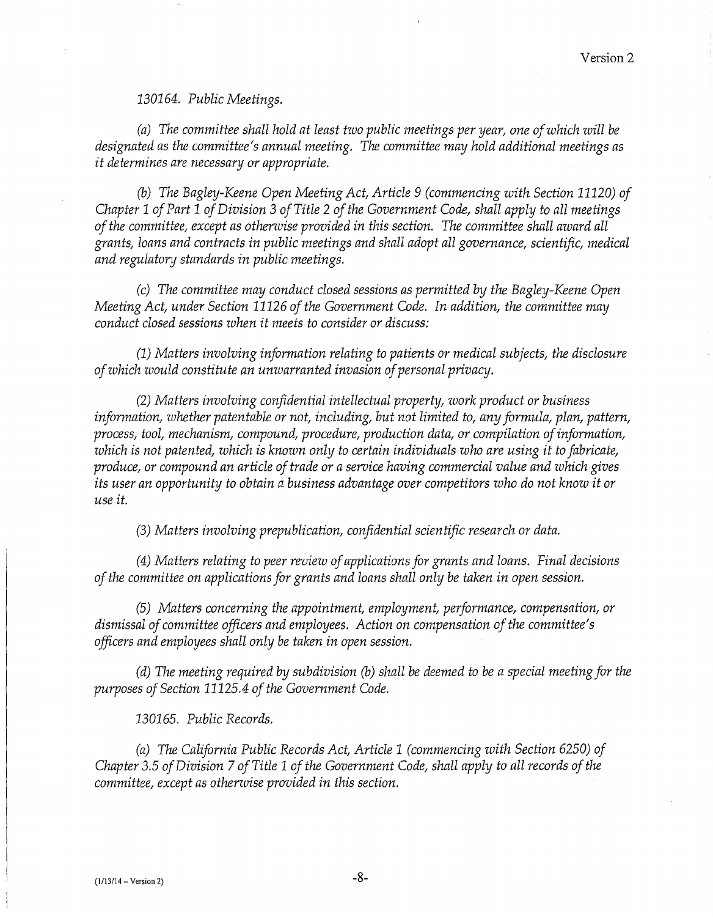*130164. Public Meetings.*

*(a) The committee shall hold at least two public meetings per year, one of which will be designated as the committee's annual meeting. The committee may hold additional meetings as it determines are necessary or appropriate.*

*(b) The Bagley-Keene Open Meeting Act, Article 9 (commencing with Section 11120) of Chapter 1 of Part 1 of Division 3 of Title 2 of the Government Code, shall apply to all meetings of the committee, except as otherwise provided in this section. The committee shall award all grants, loans and contracts in public meetings and shall adopt all governance, scientific, medical and regulatory standards in public meetings.*

*(c) The committee may conduct closed sessions as permitted by the Bagley-Keene Open Meeting Act, under Section 11126 of the Government Code. In addition, the committee may conduct closed sessions when it meets to consider or discuss:*

*(1) Matters involving information relating to patients or medical subjects, the disclosure of which would constitute an unwarranted invasion of personal privacy.*

*(2) Matters involving confidential intellectual property, work product or business information, whether patentable or not, including, but not limited to, any formula, plan, pattern, process, tool, mechanism, compound, procedure, production data, or compilation of information, which is not patented, which is known only to certain individuals who are using it to fabricate, produce, or compound an article of trade or a service having commercial value and which gives its user an opportunity to obtain a business advantage over competitors who do not know it or use it.*

*(3) Matters involving prepublication, confidential scientific research or data.*

*(4) Matters relating to peer review of applications for grants and loans. Final decisions of the committee on applications for grants and loans shall only be taken in open session.*

*(5) Matters concerning the appointment, employment, performance, compensation, or dismissal of committee officers and employees. Action on compensation of the committee's officers and employees shall only be taken in open session.*

*(d) The meeting required by subdivision (b) shall be deemed to be a special meeting for the purposes of Section 11125.4 of the Government Code.*

*130165. Public Records.*

*(a) The California Public Records Act, Article 1 (commencing with Section 6250) of Chapter 3.5 of Division 7 of Title 1 of the Government Code, shall apply to all records of the committee, except as otherwise provided in this section.*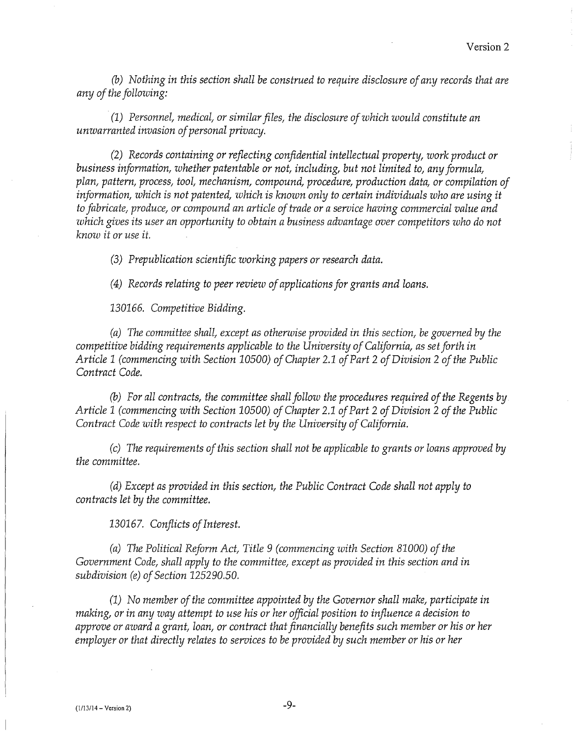*(b) Nothing in this section shall be construed to require disclosure of any records that are any of the following:*

*(1) Personnel, medical, or similar files, the disclosure of which would constitute an unwarranted invasion of personal privacy.*

*(2) Records containing or reflecting confidential intellectual property, work product or business information, whether patentable or not, including, but not limited to, any formula, plan, pattern, process, tool, mechanism, compound, procedure, production data, or compilation of information, which is not patented, which is known only to certain individuals who are using it to fabricate, produce, or compound an article of trade or a service having commercial value and which gives its user an opportunity to obtain a business advantage over competitors who do not know it or use it.*

*(3) Prepublication scientific working papers or research data.*

*(4) Records relating to peer review of applications for grants and loans.*

*130166. Competitive Bidding.*

*(a) The committee shall, except as otherwise provided in this section, be governed by the competitive bidding requirements applicable to the University of California, as set forth in Article 1 (commencing with Section 10500) of Chapter 2.1 of Part 2 of Division 2 of the Public Contract Code.*

*(b) For all contracts, the committee shall follow the procedures required of the Regents by Article 1 (commencing with Section 10500) of Chapter 2.1 of Part 2 of Division 2 of the Public Contract Code with respect to contracts let by the University of California.*

*(c) The requirements of this section shall not be applicable to grants or loans approved by the committee.*

*(d) Except as provided in this section, the Public Contract Code shall not apply to contracts let by the committee.*

*130167. Conflicts of Interest.*

*(a) The Political Reform Act, Title 9 (commencing with Section 81000) of the Government Code, shall apply to the committee, except as provided in this section and in subdivision (e) of Section 125290.50.*

*(1) No member of the committee appointed by the Governor shall make, participate in making, or in any way attempt to use his or her official position to influence a decision to approve or award a grant, loan, or contract that financially benefits such member or his or her employer or that directly relates to services to be provided by such member or his or her*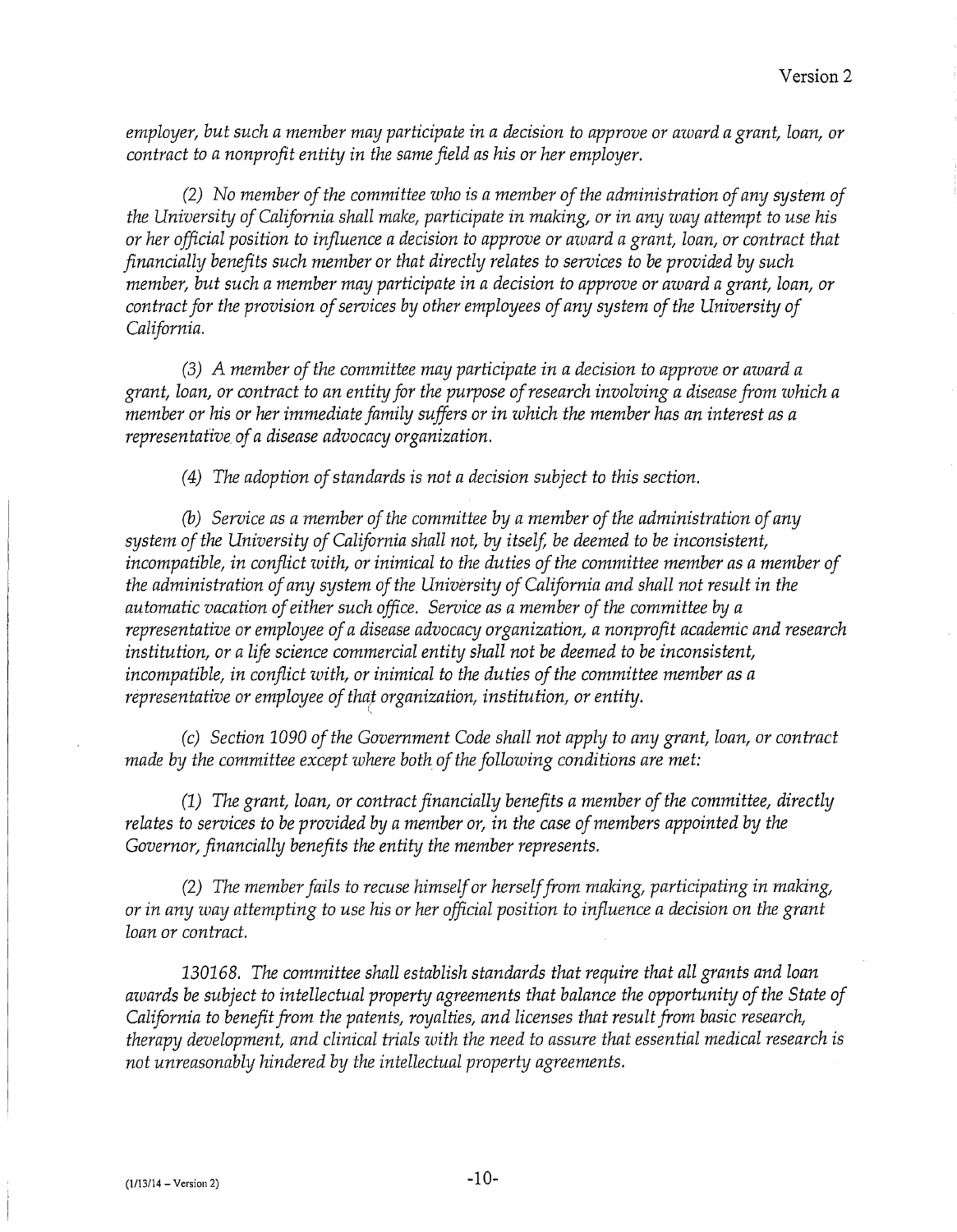*employer, but such a member may participate in a decision to approve or award a grant, loan, or contract to a nonprofit entity in the same field as his or her employer.*

*(2) No member of the committee who is a member of the administration of any system of the University of California shall make, participate in making, or in any way attempt to use his or her official position to influence a decision to approve or award a grant, loan, or contract that financially benefits such member or that directly relates to services to be provided by such member, but such a member may participate in a decision to approve or award a grant, loan, or contract for the provision of services by other employees of any system of the University of California.*

*(3) A member of the committee may participate in a decision to approve or award a grant, loan, or contract to an entity for the purpose of research involving a disease from which a member or his or her immediate family suffers or in which the member has an interest as a representative of a disease advocacy organization.*

*(4) The adoption of standards is not a decision subject to this section.*

*(b) Service as a member of the committee by a member of the administration of any system of the University of California shall not, by itself, be deemed to be inconsistent, incompatible, in conflict with, or inimical to the duties of the committee member as a member of the administration of any system of the University of California and shall not result in the automatic vacation of either such office. Service as a member of the committee by a representative or employee of a disease advocacy organization, a nonprofit academic and research institution, or a life science commercial entity shall not be deemed to be inconsistent, incompatible, in conflict with, or inimical to the duties of the committee member as a representative or employee of that organization, institution, or entity.*

*(c) Section 1090 of the Government Code shall not apply to any grant, loan, or contract made by the committee except where both of the following conditions are met:*

*(1) The grant, loan, or contract financially benefits a member of the committee, directly relates to services to be provided by a member or, in the case of members appointed by the Governor, financially benefits the entity the member represents.*

*(2) The member fails to recuse himself or herself from making, participating in making, or in any way attempting to use his or her official position to influence a decision on the grant loan or contract.*

*130168. The committee shall establish standards that require that all grants and loan awards be subject to intellectual property agreements that balance the opportunity of the State of California to benefit from the patents, royalties, and licenses that result from basic research, therapy development, and clinical trials with the need to assure that essential medical research is not unreasonably hindered by the intellectual property agreements.*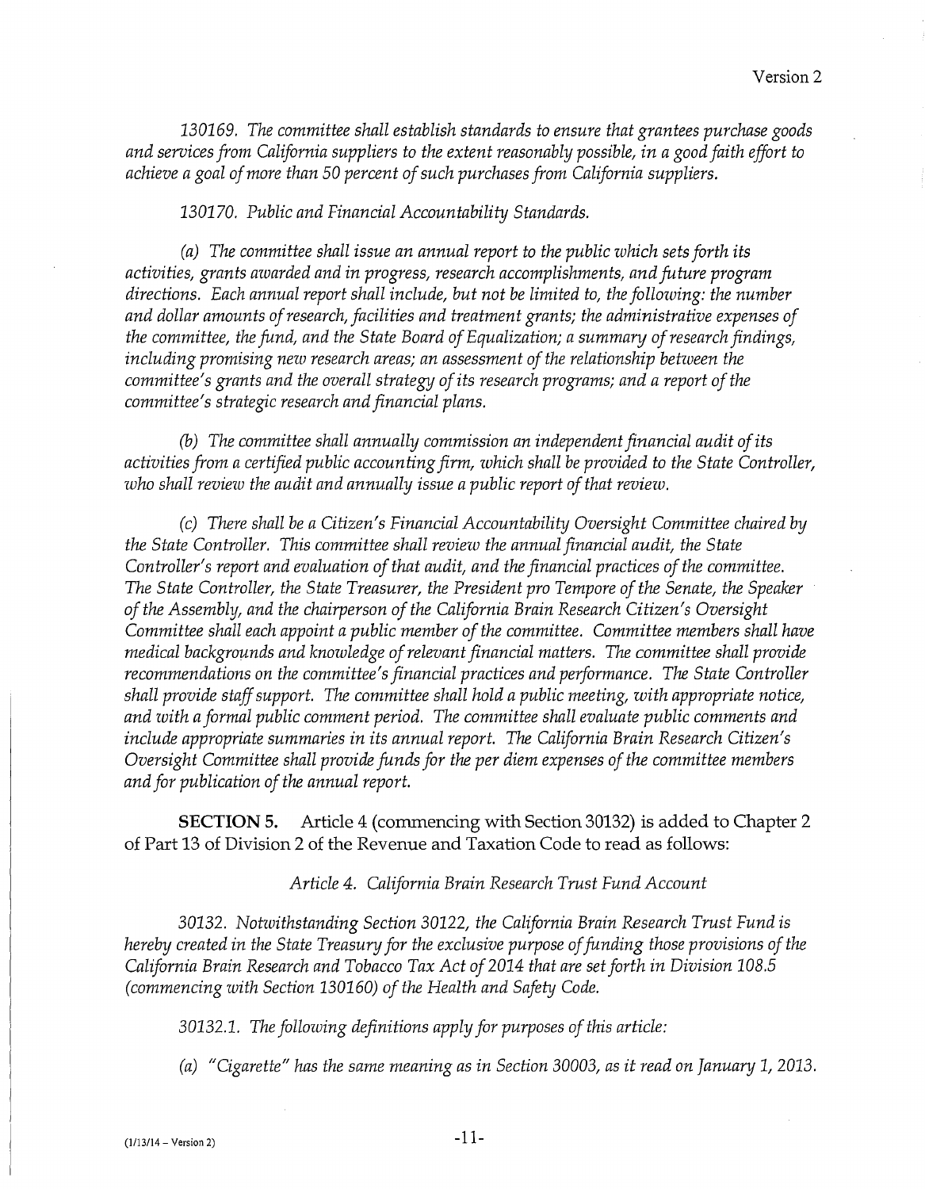*130169. The committee shall establish standards to ensure that grantees purchase goods and services from California suppliers to the extent reasonably possible, in a good faith effort to achieve a goal of more than 50 percent of such purchases from California suppliers.*

*130170. Public and Financial Accountability Standards.*

*(a) The committee shall issue an annual report to the public which sets forth its activities, grants awarded and in progress, research accomplishments, and future program directions. Each annual report shall include, but not be limited to, the following: the number and dollar amounts of research, facilities and treatment grants; the administrative expenses of the committee, the fund, and the State Board of Equalization; a summary of research findings, including promising new research areas; an assessment of the relationship between the committee's grants and the overall strategy of its research programs; and a report of the committee's strategic research and financial plans.*

*(b) The committee shall annually commission an independent financial audit of its activities from a certified public accounting firm, which shall be provided to the State Controller, who shall review the audit and annually issue a public report of that review.*

*(c) There shall be a Citizen's Financial Accountability Oversight Committee chaired by the State Controller. This committee shall review the annual financial audit, the State Controller's report and evaluation of that audit, and the financial practices of the committee. The State Controller, the State Treasurer, the President pro Tempore of the Senate, the Speaker of the Assembly, and the chairperson of the California Brain Research Citizen's Oversight Committee shall each appoint a public member of the committee. Committee members shall have medical backgrounds and knowledge of relevant financial matters. The committee shall provide recommendations on the committee's financial practices and performance. The State Controller shall provide staff support. The committee shall hold a public meeting, with appropriate notice, and with a formal public comment period. The committee shall evaluate public comments and include appropriate summaries in its annual report. The California Brain Research Citizen's Oversight Committee shall provide funds for the per diem expenses of the committee members and for publication of the annual report.*

**SECTION 5.** Article 4 (commencing with Section 30132) is added to Chapter 2 of Part 13 of Division 2 of the Revenue and Taxation Code to read as follows:

*Article 4. California Brain Research Trust Fund Account*

*30132. Notwithstanding Section 30122, the California Brain Research Trust Fund is hereby created in the State Treasury for the exclusive purpose of funding those provisions of the California Brain Research and Tobacco Tax Act of 2014 that are set forth in Division 108.5 (commencing with Section 130160) of the Health and Safety Code.*

*30132.1. The following definitions apply for purposes of this article:*

*(a) "Cigarette" has the same meaning as in Section 30003, as it read on January 1, 2013.*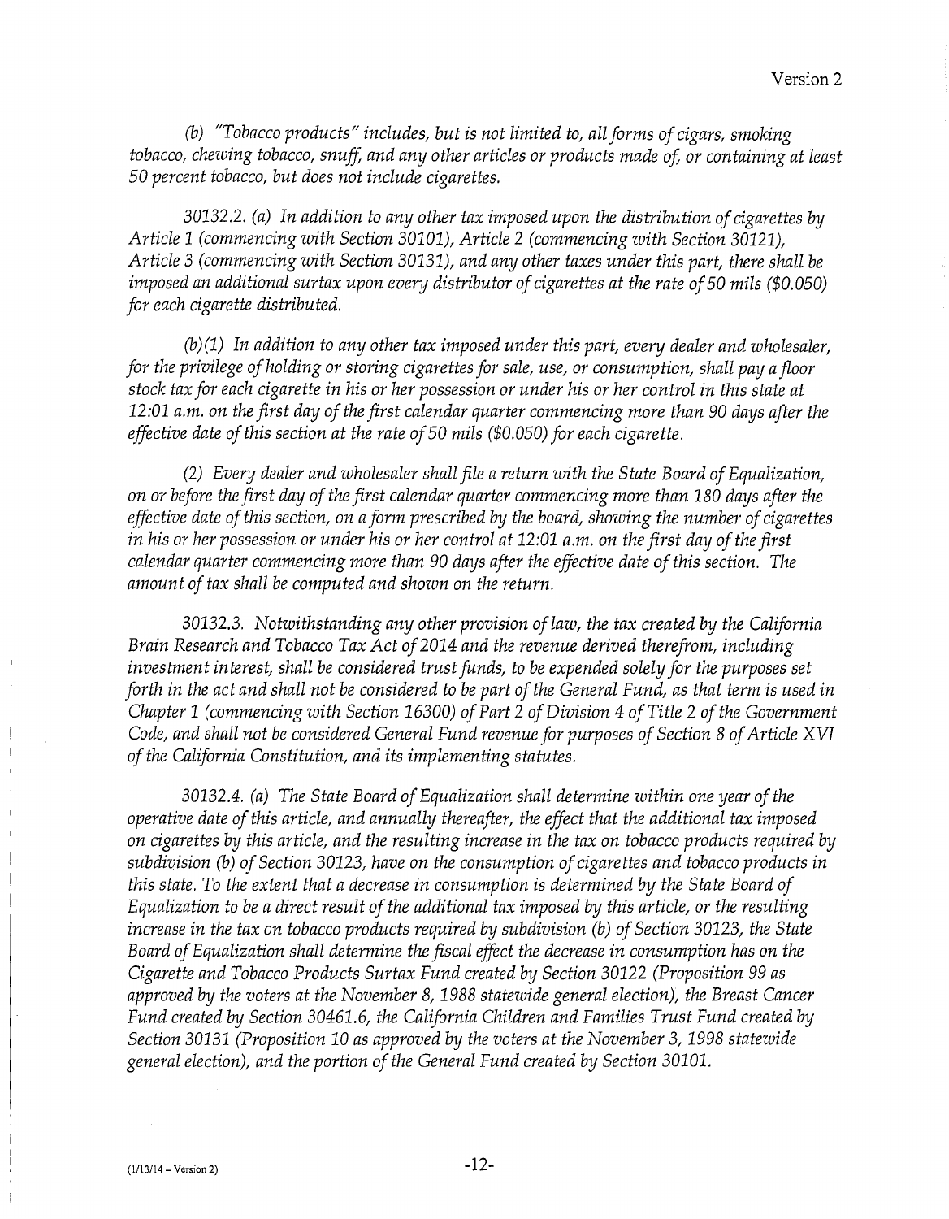*(b) "Tobacco products" includes, but is not limited to, all forms of cigars, smoking tobacco, chewing tobacco, snuff, and any other articles or products made of, or containing at least 50 percent tobacco, but does not include cigarettes.*

*30132.2. (a) In addition to any other tax imposed upon the distribution of cigarettes by Article 1 (commencing with Section 30101), Article 2 (commencing with Section 30121), Article 3 (commencing with Section 30131), and any other taxes under this part, there shall be imposed an additional surtax upon every distributor of cigarettes at the rate of 50 mils ($0.050) for each cigarette distributed.*

*(b)(1) In addition to any other tax imposed under this part, every dealer and wholesaler, for the privilege of holding or storing cigarettes for sale, use, or consumption, shall pay a floor stock tax for each cigarette in his or her possession or under his or her control in this state at 12:01 a.m. on the first day of the first calendar quarter commencing more than 90 days after the effective date of this section at the rate of 50 mils ($0.050) for each cigarette.*

*(2) Every dealer and wholesaler shall file a return with the State Board of Equalization, on or before the first day of the first calendar quarter commencing more than 180 days after the effective date of this section, on a form prescribed by the board, showing the number of cigarettes in his or her possession or under his or her control at 12:01 a.m. on the first day of the first calendar quarter commencing more than 90 days after the effective date of this section. The amount of tax shall be computed and shown on the return.*

*30132.3. Notwithstanding any other provision of law, the tax created by the California Brain Research and Tobacco Tax Act of 2014 and the revenue derived therefrom, including investment interest, shall be considered trust funds, to be expended solely for the purposes set forth in the act and shall not be considered to be part of the General Fund, as that term is used in Chapter 1 (commencing with Section 16300) of Part 2 of Division 4 of Title 2 of the Government Code, and shall not be considered General Fund revenue for purposes of Section 8 of Article XVI of the California Constitution, and its implementing statutes.*

*30132.4. (a) The State Board of Equalization shall determine within one year of the operative date of this article, and annually thereafter, the effect that the additional tax imposed on cigarettes by this article, and the resulting increase in the tax on tobacco products required by subdivision (b) of Section 30123, have on the consumption of cigarettes and tobacco products in this state. To the extent that a decrease in consumption is determined by the State Board of Equalization to be a direct result of the additional tax imposed by this article, or the resulting increase in the tax on tobacco products required by subdivision (b) of Section 30123, the State Board of Equalization shall determine the fiscal effect the decrease in consumption has on the Cigarette and Tobacco Products Surtax Fund created by Section 30122 (Proposition 99 as approved by the voters at the November 8, 1988 statewide general election), the Breast Cancer Fund created by Section 30461.6, the California Children and Families Trust Fund created by Section 30131 (Proposition 10 as approved by the voters at the November 3, 1998 statewide general election), and the portion of the General Fund created by Section 30101.*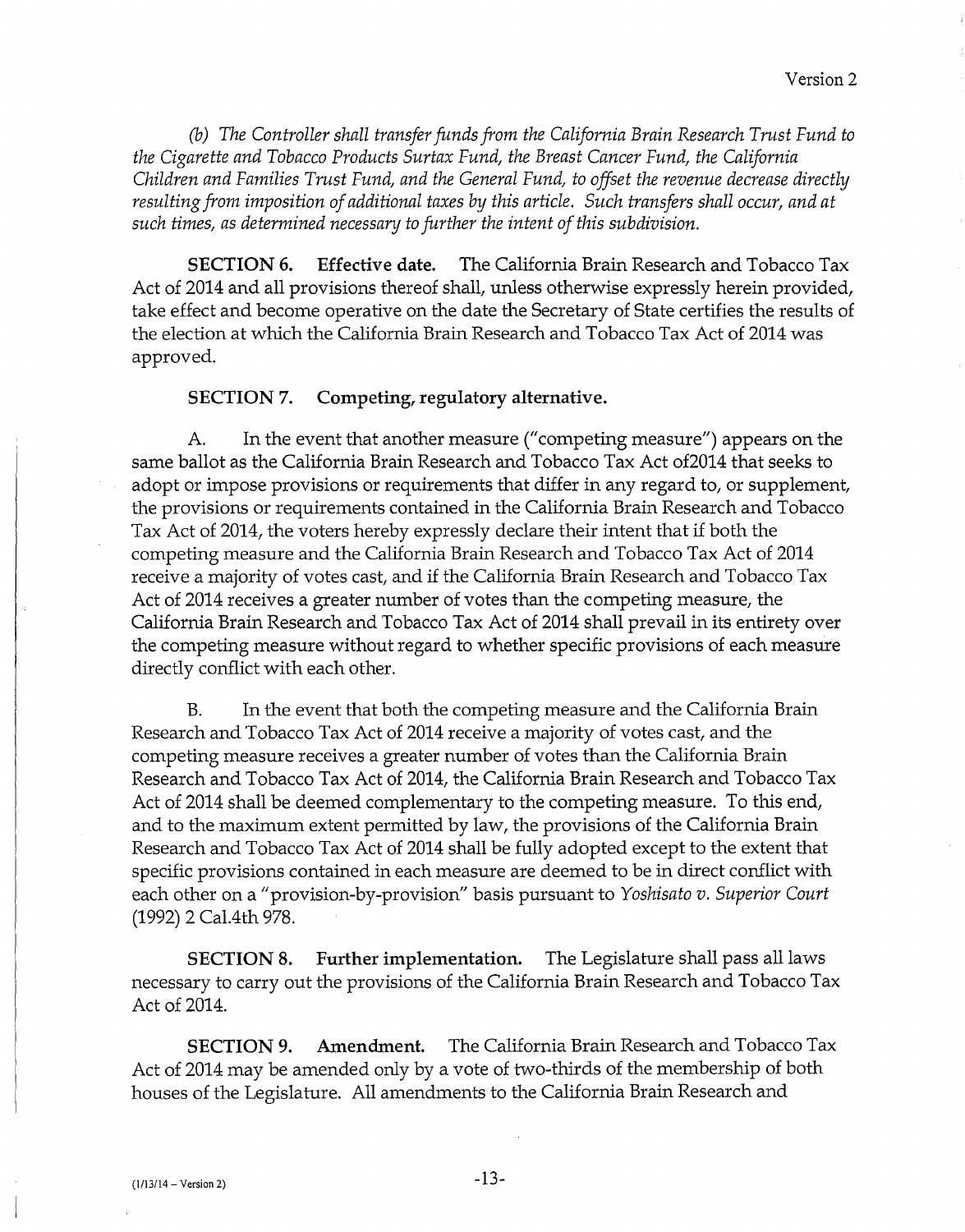*(b) The Controller shall transfer funds from the California Brain Research Trust Fund to the Cigarette and Tobacco Products Surtax Fund, the Breast Cancer Fund, the California Children and Families Trust Fund, and the General Fund, to offset the revenue decrease directly resulting from imposition of additional taxes by this article. Such transfers shall occur, and at such times, as determined necessary to further the intent of this subdivision.*

**SECTION 6. Effective date.** The California Brain Research and Tobacco Tax Act of 2014 and all provisions thereof shall, unless otherwise expressly herein provided, take effect and become operative on the date the Secretary of State certifies the results of the election at which the California Brain Research and Tobacco Tax Act of 2014 was approved.

**SECTION 7. Competing, regulatory alternative.**

A. In the event that another measure ("competing measure") appears on the same ballot as the California Brain Research and Tobacco Tax Act of2014 that seeks to adopt or impose provisions or requirements that differ in any regard to, or supplement, the provisions or requirements contained in the California Brain Research and Tobacco Tax Act of 2014, the voters hereby expressly declare their intent that if both the competing measure and the California Brain Research and Tobacco Tax Act of 2014 receive a majority of votes cast, and if the California Brain Research and Tobacco Tax Act of 2014 receives a greater number of votes than the competing measure, the California Brain Research and Tobacco Tax Act of 2014 shall prevail in its entirety over the competing measure without regard to whether specific provisions of each measure directly conflict with each other.

B. In the event that both the competing measure and the California Brain Research and Tobacco Tax Act of 2014 receive a majority of votes cast, and the competing measure receives a greater number of votes than the California Brain Research and Tobacco Tax Act of 2014, the California Brain Research and Tobacco Tax Act of 2014 shall be deemed complementary to the competing measure. To this end, and to the maximum extent permitted by law, the provisions of the California Brain Research and Tobacco Tax Act of 2014 shall be fully adopted except to the extent that specific provisions contained in each measure are deemed to be in direct conflict with each other on a "provision-by-provision" basis pursuant to *Yoshisato v. Superior Court* (1992) 2 Cal.4th 978.

**SECTION 8. Further implementation.** The Legislature shall pass all laws necessary to carry out the provisions of the California Brain Research and Tobacco Tax Act of 2014.

**SECTION 9. Amendment.** The California Brain Research and Tobacco Tax Act of 2014 may be amended only by a vote of two-thirds of the membership of both houses of the Legislature. All amendments to the California Brain Research and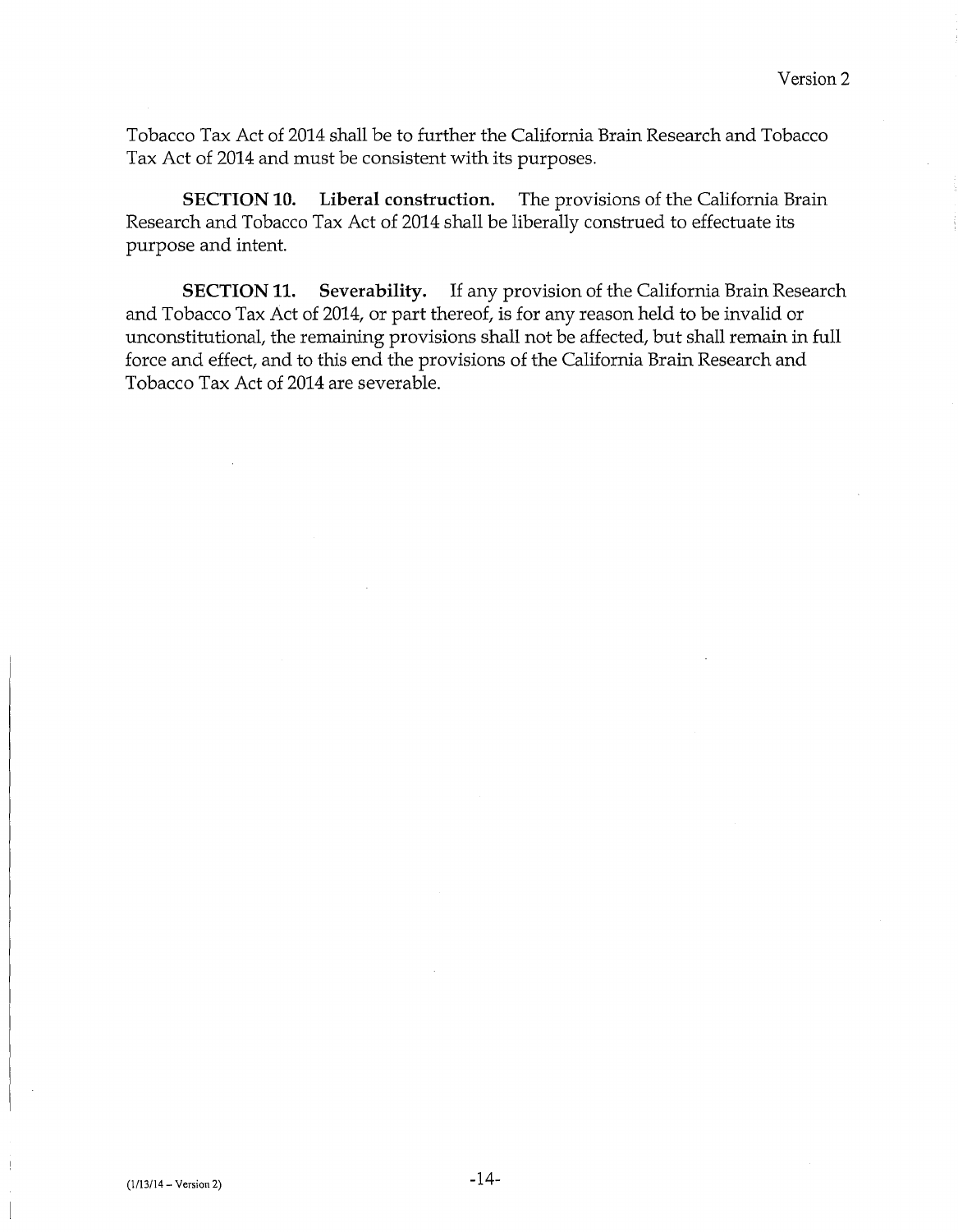Tobacco Tax Act of 2014 shall be to further the California Brain Research and Tobacco Tax Act of 2014 and must be consistent with its purposes.

**SECTION 10. Liberal construction.** The provisions of the California Brain Research and Tobacco Tax Act of 2014 shall be liberally construed to effectuate its purpose and intent.

**SECTION 11. Severability.** If any provision of the California Brain Research and Tobacco Tax Act of 2014, or part thereof, is for any reason held to be invalid or unconstitutional, the remaining provisions shall not be affected, but shall remain in full force and effect, and to this end the provisions of the California Brain Research and Tobacco Tax Act of 2014 are severable.